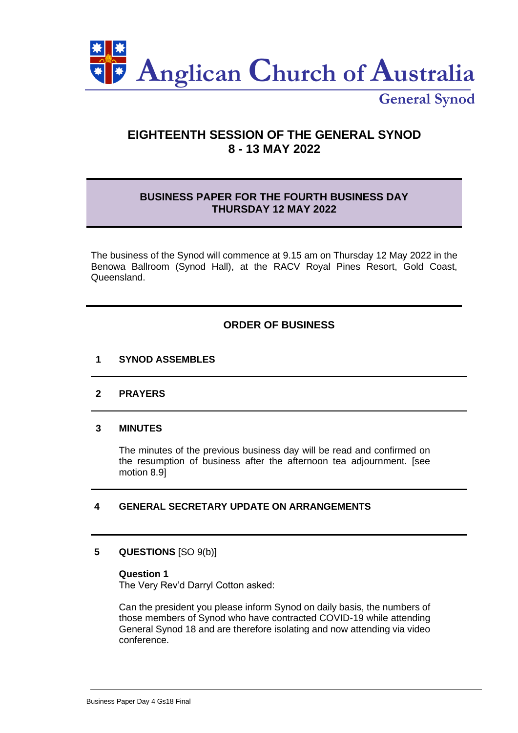# Anglican Church of Australia

## General Synod

## EIGHTEENTH SESSION OF THE GENERAL SYNOD
## 8 - 13 MAY 2022

### BUSINESS PAPER FOR THE FOURTH BUSINESS DAY
### THURSDAY 12 MAY 2022

The business of the Synod will commence at 9.15 am on Thursday 12 May 2022 in the Benowa Ballroom (Synod Hall), at the RACV Royal Pines Resort, Gold Coast, Queensland.

## ORDER OF BUSINESS

### 1 SYNOD ASSEMBLES

### 2 PRAYERS

### 3 MINUTES

The minutes of the previous business day will be read and confirmed on the resumption of business after the afternoon tea adjournment. [see motion 8.9]

### 4 GENERAL SECRETARY UPDATE ON ARRANGEMENTS

### 5 QUESTIONS [SO 9(b)]

**Question 1**
The Very Rev'd Darryl Cotton asked:

Can the president you please inform Synod on daily basis, the numbers of those members of Synod who have contracted COVID-19 while attending General Synod 18 and are therefore isolating and now attending via video conference.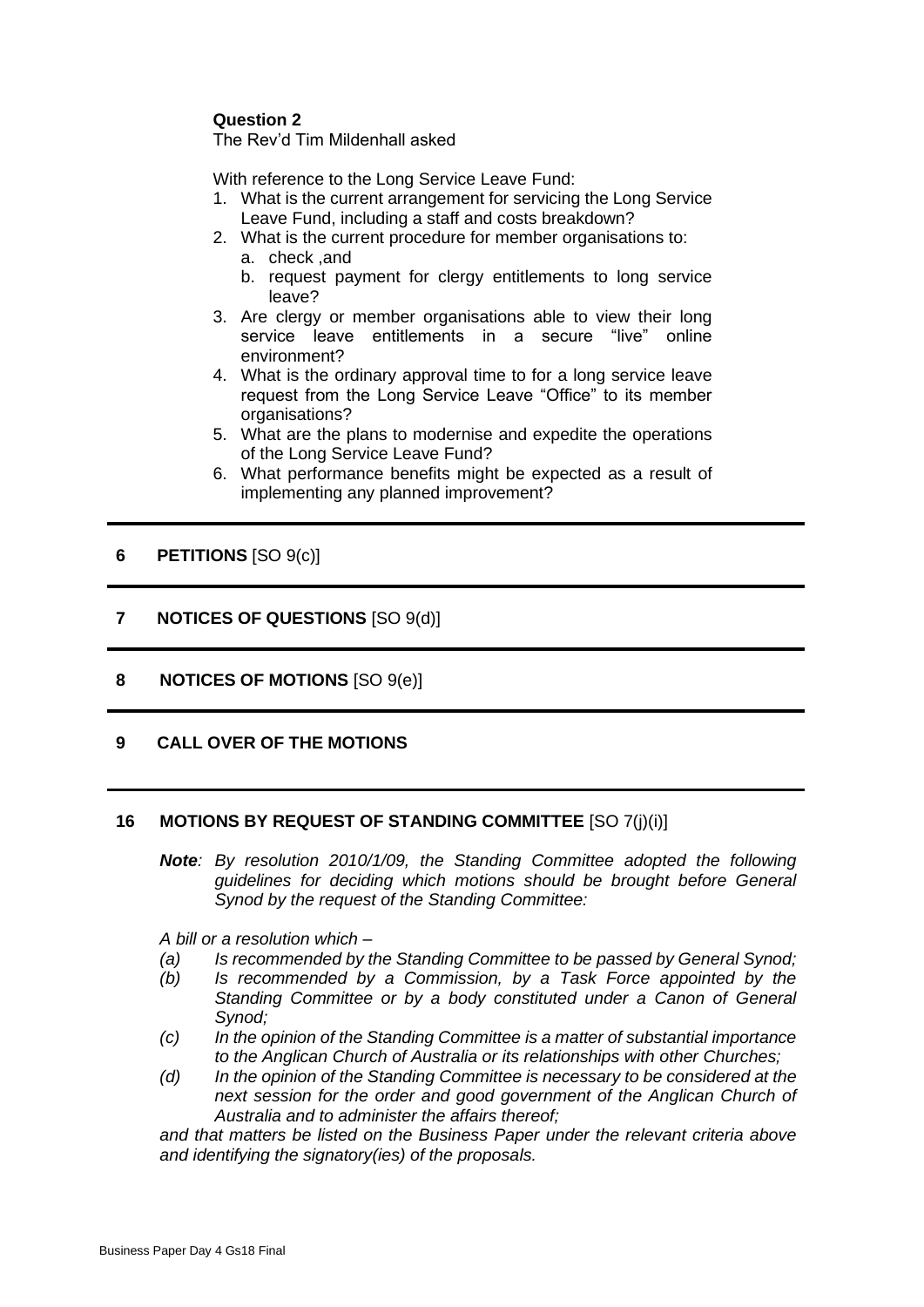**Question 2**

The Rev'd Tim Mildenhall asked

With reference to the Long Service Leave Fund:

1. What is the current arrangement for servicing the Long Service Leave Fund, including a staff and costs breakdown?
2. What is the current procedure for member organisations to:
   a. check ,and
   b. request payment for clergy entitlements to long service leave?
3. Are clergy or member organisations able to view their long service leave entitlements in a secure "live" online environment?
4. What is the ordinary approval time to for a long service leave request from the Long Service Leave "Office" to its member organisations?
5. What are the plans to modernise and expedite the operations of the Long Service Leave Fund?
6. What performance benefits might be expected as a result of implementing any planned improvement?

---

## 6 PETITIONS [SO 9(c)]

---

## 7 NOTICES OF QUESTIONS [SO 9(d)]

---

## 8 NOTICES OF MOTIONS [SO 9(e)]

---

## 9 CALL OVER OF THE MOTIONS

---

## 16 MOTIONS BY REQUEST OF STANDING COMMITTEE [SO 7(j)(i)]

***Note**: By resolution 2010/1/09, the Standing Committee adopted the following guidelines for deciding which motions should be brought before General Synod by the request of the Standing Committee:*

*A bill or a resolution which –*

*(a) Is recommended by the Standing Committee to be passed by General Synod;*

*(b) Is recommended by a Commission, by a Task Force appointed by the Standing Committee or by a body constituted under a Canon of General Synod;*

*(c) In the opinion of the Standing Committee is a matter of substantial importance to the Anglican Church of Australia or its relationships with other Churches;*

*(d) In the opinion of the Standing Committee is necessary to be considered at the next session for the order and good government of the Anglican Church of Australia and to administer the affairs thereof;*

*and that matters be listed on the Business Paper under the relevant criteria above and identifying the signatory(ies) of the proposals.*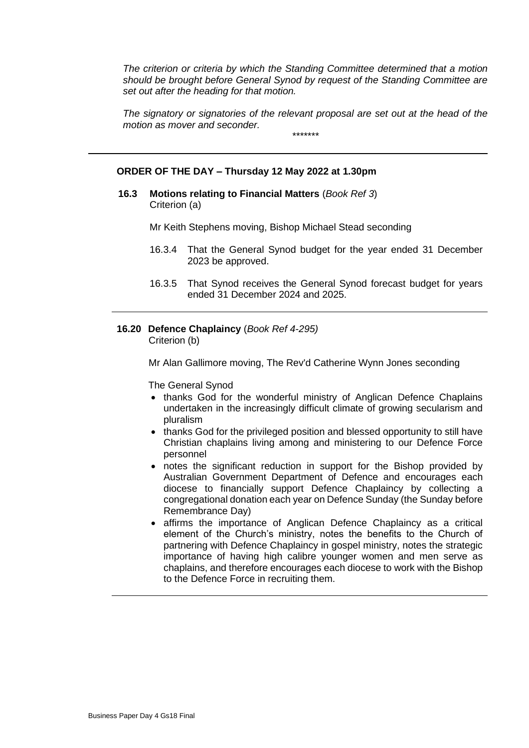*The criterion or criteria by which the Standing Committee determined that a motion should be brought before General Synod by request of the Standing Committee are set out after the heading for that motion.*

*The signatory or signatories of the relevant proposal are set out at the head of the motion as mover and seconder.*

*******

---

## ORDER OF THE DAY – Thursday 12 May 2022 at 1.30pm

**16.3 Motions relating to Financial Matters** (*Book Ref 3*)
Criterion (a)

Mr Keith Stephens moving, Bishop Michael Stead seconding

16.3.4 That the General Synod budget for the year ended 31 December 2023 be approved.

16.3.5 That Synod receives the General Synod forecast budget for years ended 31 December 2024 and 2025.

---

**16.20 Defence Chaplaincy** (*Book Ref 4-295)*
Criterion (b)

Mr Alan Gallimore moving, The Rev'd Catherine Wynn Jones seconding

The General Synod

- thanks God for the wonderful ministry of Anglican Defence Chaplains undertaken in the increasingly difficult climate of growing secularism and pluralism
- thanks God for the privileged position and blessed opportunity to still have Christian chaplains living among and ministering to our Defence Force personnel
- notes the significant reduction in support for the Bishop provided by Australian Government Department of Defence and encourages each diocese to financially support Defence Chaplaincy by collecting a congregational donation each year on Defence Sunday (the Sunday before Remembrance Day)
- affirms the importance of Anglican Defence Chaplaincy as a critical element of the Church's ministry, notes the benefits to the Church of partnering with Defence Chaplaincy in gospel ministry, notes the strategic importance of having high calibre younger women and men serve as chaplains, and therefore encourages each diocese to work with the Bishop to the Defence Force in recruiting them.

---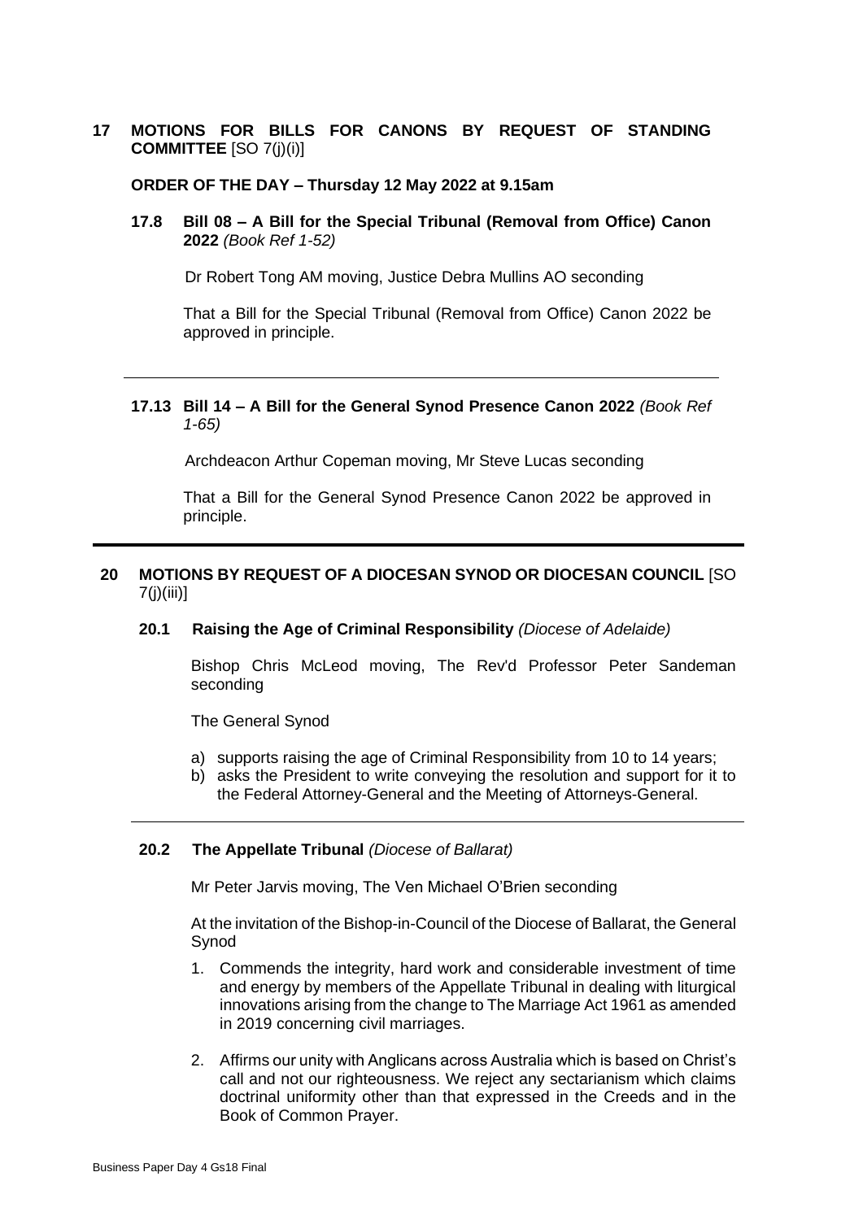## 17 MOTIONS FOR BILLS FOR CANONS BY REQUEST OF STANDING COMMITTEE [SO 7(j)(i)]

**ORDER OF THE DAY – Thursday 12 May 2022 at 9.15am**

### 17.8 Bill 08 – A Bill for the Special Tribunal (Removal from Office) Canon 2022 *(Book Ref 1-52)*

Dr Robert Tong AM moving, Justice Debra Mullins AO seconding

That a Bill for the Special Tribunal (Removal from Office) Canon 2022 be approved in principle.

---

### 17.13 Bill 14 – A Bill for the General Synod Presence Canon 2022 *(Book Ref 1-65)*

Archdeacon Arthur Copeman moving, Mr Steve Lucas seconding

That a Bill for the General Synod Presence Canon 2022 be approved in principle.

---

## 20 MOTIONS BY REQUEST OF A DIOCESAN SYNOD OR DIOCESAN COUNCIL [SO 7(j)(iii)]

### 20.1 Raising the Age of Criminal Responsibility *(Diocese of Adelaide)*

Bishop Chris McLeod moving, The Rev'd Professor Peter Sandeman seconding

The General Synod

a) supports raising the age of Criminal Responsibility from 10 to 14 years;
b) asks the President to write conveying the resolution and support for it to the Federal Attorney-General and the Meeting of Attorneys-General.

---

### 20.2 The Appellate Tribunal *(Diocese of Ballarat)*

Mr Peter Jarvis moving, The Ven Michael O'Brien seconding

At the invitation of the Bishop-in-Council of the Diocese of Ballarat, the General Synod

1. Commends the integrity, hard work and considerable investment of time and energy by members of the Appellate Tribunal in dealing with liturgical innovations arising from the change to The Marriage Act 1961 as amended in 2019 concerning civil marriages.

2. Affirms our unity with Anglicans across Australia which is based on Christ's call and not our righteousness. We reject any sectarianism which claims doctrinal uniformity other than that expressed in the Creeds and in the Book of Common Prayer.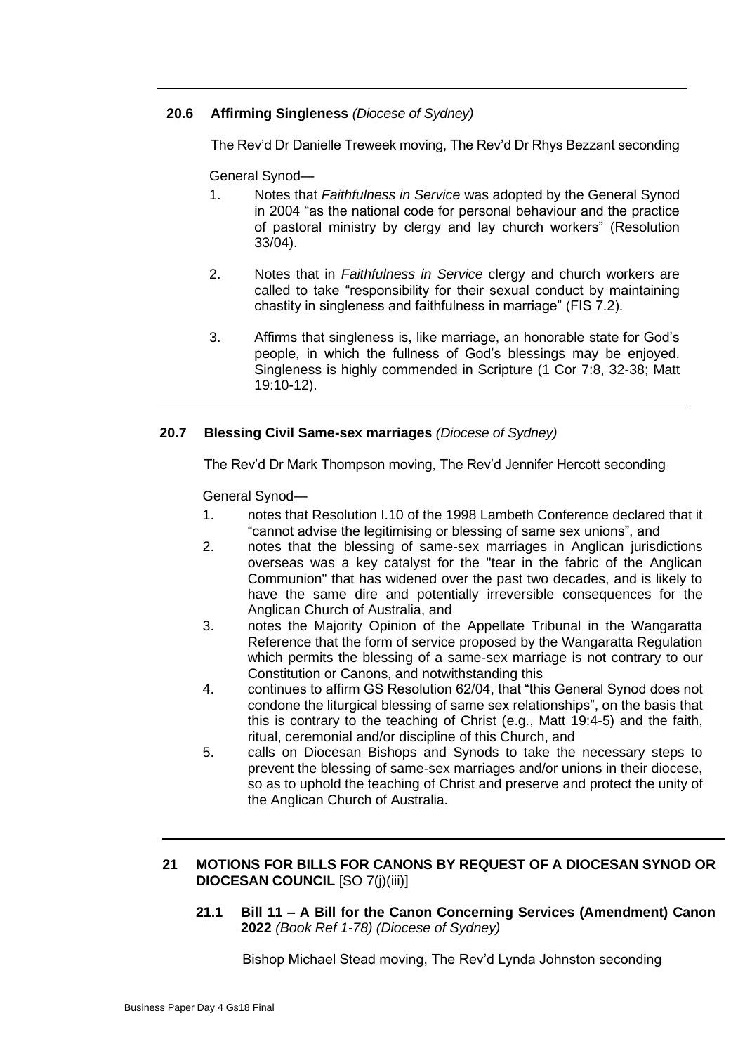### 20.6 Affirming Singleness *(Diocese of Sydney)*

The Rev'd Dr Danielle Treweek moving, The Rev'd Dr Rhys Bezzant seconding

General Synod—

1. Notes that *Faithfulness in Service* was adopted by the General Synod in 2004 "as the national code for personal behaviour and the practice of pastoral ministry by clergy and lay church workers" (Resolution 33/04).

2. Notes that in *Faithfulness in Service* clergy and church workers are called to take "responsibility for their sexual conduct by maintaining chastity in singleness and faithfulness in marriage" (FIS 7.2).

3. Affirms that singleness is, like marriage, an honorable state for God's people, in which the fullness of God's blessings may be enjoyed. Singleness is highly commended in Scripture (1 Cor 7:8, 32-38; Matt 19:10-12).

### 20.7 Blessing Civil Same-sex marriages *(Diocese of Sydney)*

The Rev'd Dr Mark Thompson moving, The Rev'd Jennifer Hercott seconding

General Synod—

1. notes that Resolution I.10 of the 1998 Lambeth Conference declared that it "cannot advise the legitimising or blessing of same sex unions", and
2. notes that the blessing of same-sex marriages in Anglican jurisdictions overseas was a key catalyst for the "tear in the fabric of the Anglican Communion" that has widened over the past two decades, and is likely to have the same dire and potentially irreversible consequences for the Anglican Church of Australia, and
3. notes the Majority Opinion of the Appellate Tribunal in the Wangaratta Reference that the form of service proposed by the Wangaratta Regulation which permits the blessing of a same-sex marriage is not contrary to our Constitution or Canons, and notwithstanding this
4. continues to affirm GS Resolution 62/04, that "this General Synod does not condone the liturgical blessing of same sex relationships", on the basis that this is contrary to the teaching of Christ (e.g., Matt 19:4-5) and the faith, ritual, ceremonial and/or discipline of this Church, and
5. calls on Diocesan Bishops and Synods to take the necessary steps to prevent the blessing of same-sex marriages and/or unions in their diocese, so as to uphold the teaching of Christ and preserve and protect the unity of the Anglican Church of Australia.

## 21 MOTIONS FOR BILLS FOR CANONS BY REQUEST OF A DIOCESAN SYNOD OR DIOCESAN COUNCIL [SO 7(j)(iii)]

### 21.1 Bill 11 – A Bill for the Canon Concerning Services (Amendment) Canon 2022 *(Book Ref 1-78) (Diocese of Sydney)*

Bishop Michael Stead moving, The Rev'd Lynda Johnston seconding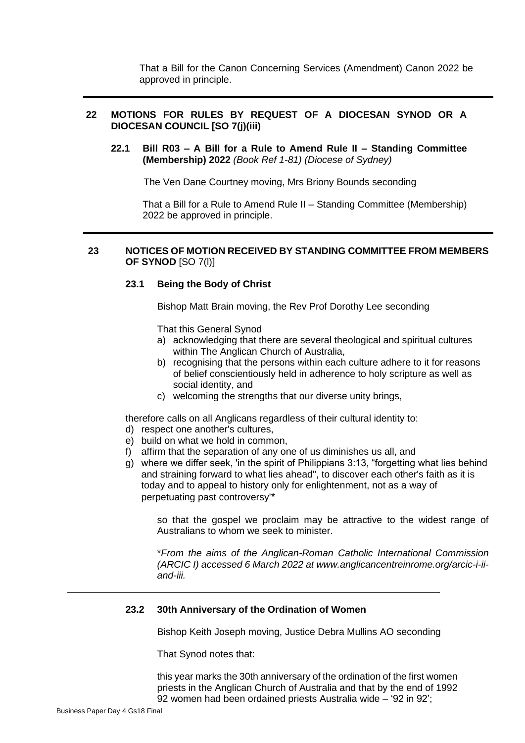That a Bill for the Canon Concerning Services (Amendment) Canon 2022 be approved in principle.

---

## 22 MOTIONS FOR RULES BY REQUEST OF A DIOCESAN SYNOD OR A DIOCESAN COUNCIL [SO 7(j)(iii)

### 22.1 Bill R03 – A Bill for a Rule to Amend Rule II – Standing Committee (Membership) 2022 *(Book Ref 1-81) (Diocese of Sydney)*

The Ven Dane Courtney moving, Mrs Briony Bounds seconding

That a Bill for a Rule to Amend Rule II – Standing Committee (Membership) 2022 be approved in principle.

---

## 23 NOTICES OF MOTION RECEIVED BY STANDING COMMITTEE FROM MEMBERS OF SYNOD [SO 7(l)]

### 23.1 Being the Body of Christ

Bishop Matt Brain moving, the Rev Prof Dorothy Lee seconding

That this General Synod

a) acknowledging that there are several theological and spiritual cultures within The Anglican Church of Australia,
b) recognising that the persons within each culture adhere to it for reasons of belief conscientiously held in adherence to holy scripture as well as social identity, and
c) welcoming the strengths that our diverse unity brings,

therefore calls on all Anglicans regardless of their cultural identity to:

d) respect one another's cultures,
e) build on what we hold in common,
f) affirm that the separation of any one of us diminishes us all, and
g) where we differ seek, 'in the spirit of Philippians 3:13, "forgetting what lies behind and straining forward to what lies ahead", to discover each other's faith as it is today and to appeal to history only for enlightenment, not as a way of perpetuating past controversy'*

so that the gospel we proclaim may be attractive to the widest range of Australians to whom we seek to minister.

*\*From the aims of the Anglican-Roman Catholic International Commission (ARCIC I) accessed 6 March 2022 at www.anglicancentreinrome.org/arcic-i-ii-and-iii.*

---

### 23.2 30th Anniversary of the Ordination of Women

Bishop Keith Joseph moving, Justice Debra Mullins AO seconding

That Synod notes that:

this year marks the 30th anniversary of the ordination of the first women priests in the Anglican Church of Australia and that by the end of 1992 92 women had been ordained priests Australia wide – '92 in 92';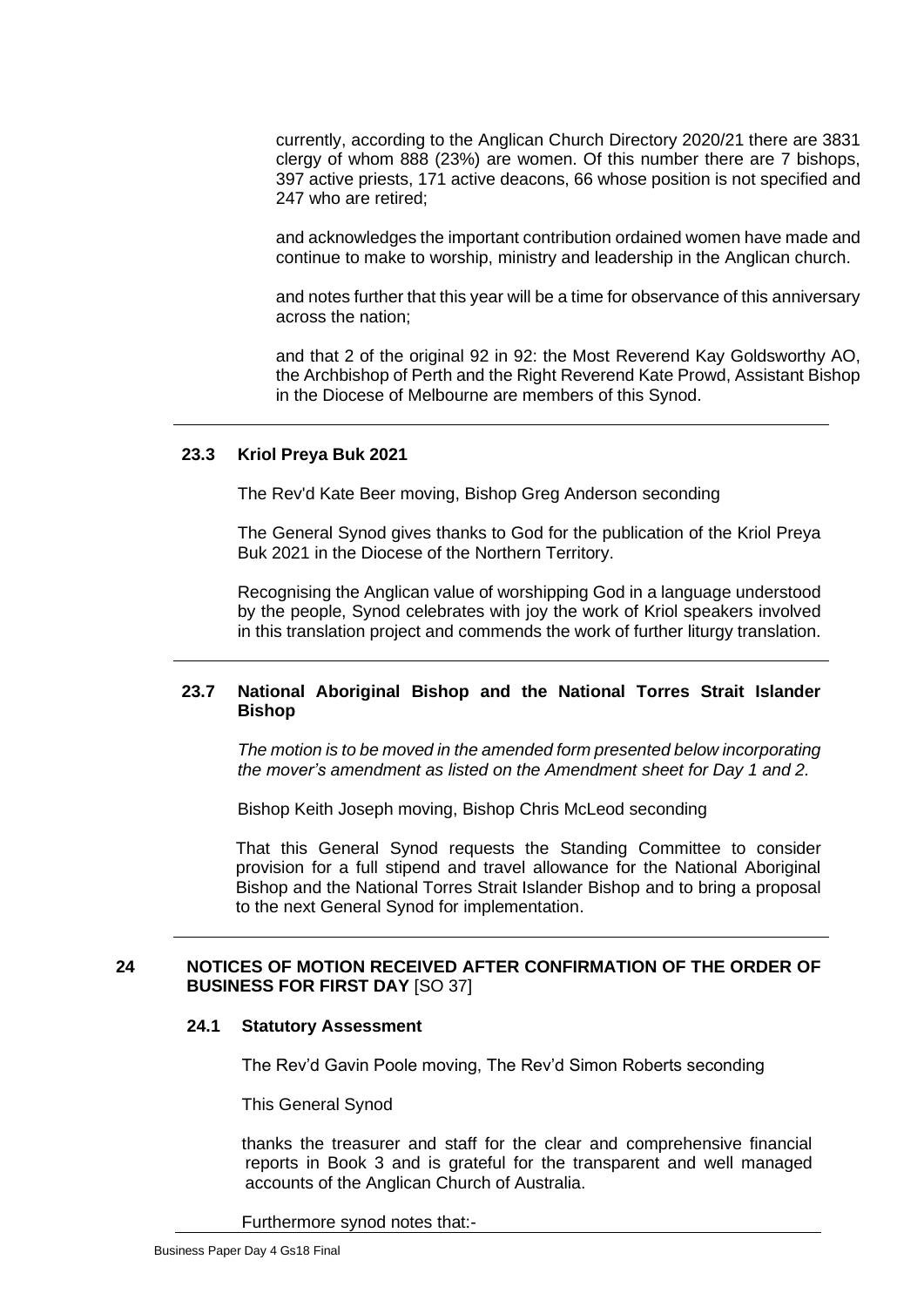currently, according to the Anglican Church Directory 2020/21 there are 3831 clergy of whom 888 (23%) are women. Of this number there are 7 bishops, 397 active priests, 171 active deacons, 66 whose position is not specified and 247 who are retired;

and acknowledges the important contribution ordained women have made and continue to make to worship, ministry and leadership in the Anglican church.

and notes further that this year will be a time for observance of this anniversary across the nation;

and that 2 of the original 92 in 92: the Most Reverend Kay Goldsworthy AO, the Archbishop of Perth and the Right Reverend Kate Prowd, Assistant Bishop in the Diocese of Melbourne are members of this Synod.

---

### 23.3 Kriol Preya Buk 2021

The Rev'd Kate Beer moving, Bishop Greg Anderson seconding

The General Synod gives thanks to God for the publication of the Kriol Preya Buk 2021 in the Diocese of the Northern Territory.

Recognising the Anglican value of worshipping God in a language understood by the people, Synod celebrates with joy the work of Kriol speakers involved in this translation project and commends the work of further liturgy translation.

---

### 23.7 National Aboriginal Bishop and the National Torres Strait Islander Bishop

*The motion is to be moved in the amended form presented below incorporating the mover's amendment as listed on the Amendment sheet for Day 1 and 2.*

Bishop Keith Joseph moving, Bishop Chris McLeod seconding

That this General Synod requests the Standing Committee to consider provision for a full stipend and travel allowance for the National Aboriginal Bishop and the National Torres Strait Islander Bishop and to bring a proposal to the next General Synod for implementation.

---

## 24 NOTICES OF MOTION RECEIVED AFTER CONFIRMATION OF THE ORDER OF BUSINESS FOR FIRST DAY [SO 37]

### 24.1 Statutory Assessment

The Rev'd Gavin Poole moving, The Rev'd Simon Roberts seconding

This General Synod

thanks the treasurer and staff for the clear and comprehensive financial reports in Book 3 and is grateful for the transparent and well managed accounts of the Anglican Church of Australia.

Furthermore synod notes that:-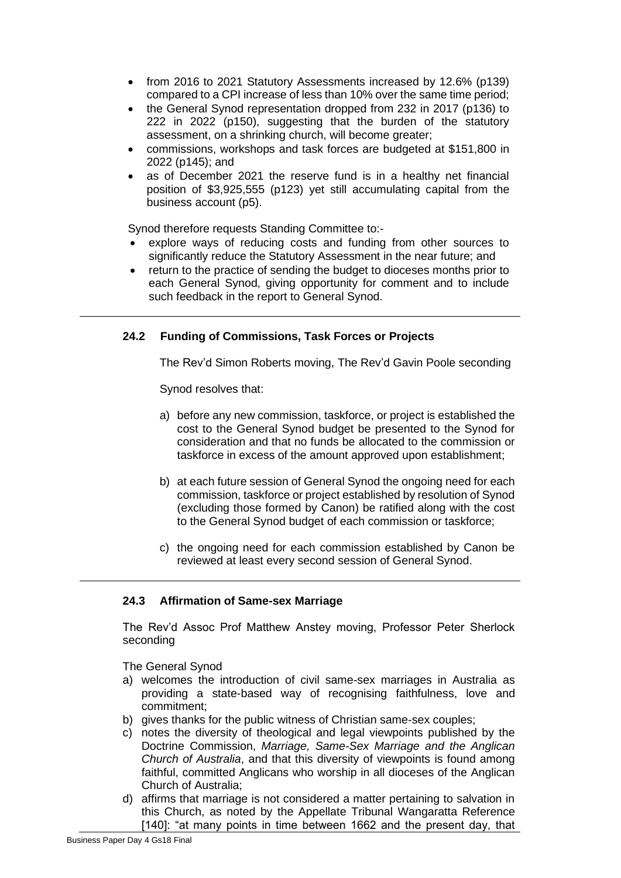- from 2016 to 2021 Statutory Assessments increased by 12.6% (p139) compared to a CPI increase of less than 10% over the same time period;
- the General Synod representation dropped from 232 in 2017 (p136) to 222 in 2022 (p150), suggesting that the burden of the statutory assessment, on a shrinking church, will become greater;
- commissions, workshops and task forces are budgeted at $151,800 in 2022 (p145); and
- as of December 2021 the reserve fund is in a healthy net financial position of $3,925,555 (p123) yet still accumulating capital from the business account (p5).

Synod therefore requests Standing Committee to:-

- explore ways of reducing costs and funding from other sources to significantly reduce the Statutory Assessment in the near future; and
- return to the practice of sending the budget to dioceses months prior to each General Synod, giving opportunity for comment and to include such feedback in the report to General Synod.

---

### 24.2 Funding of Commissions, Task Forces or Projects

The Rev'd Simon Roberts moving, The Rev'd Gavin Poole seconding

Synod resolves that:

a) before any new commission, taskforce, or project is established the cost to the General Synod budget be presented to the Synod for consideration and that no funds be allocated to the commission or taskforce in excess of the amount approved upon establishment;

b) at each future session of General Synod the ongoing need for each commission, taskforce or project established by resolution of Synod (excluding those formed by Canon) be ratified along with the cost to the General Synod budget of each commission or taskforce;

c) the ongoing need for each commission established by Canon be reviewed at least every second session of General Synod.

---

### 24.3 Affirmation of Same-sex Marriage

The Rev'd Assoc Prof Matthew Anstey moving, Professor Peter Sherlock seconding

The General Synod

a) welcomes the introduction of civil same-sex marriages in Australia as providing a state-based way of recognising faithfulness, love and commitment;
b) gives thanks for the public witness of Christian same-sex couples;
c) notes the diversity of theological and legal viewpoints published by the Doctrine Commission, *Marriage, Same-Sex Marriage and the Anglican Church of Australia*, and that this diversity of viewpoints is found among faithful, committed Anglicans who worship in all dioceses of the Anglican Church of Australia;
d) affirms that marriage is not considered a matter pertaining to salvation in this Church, as noted by the Appellate Tribunal Wangaratta Reference [140]: "at many points in time between 1662 and the present day, that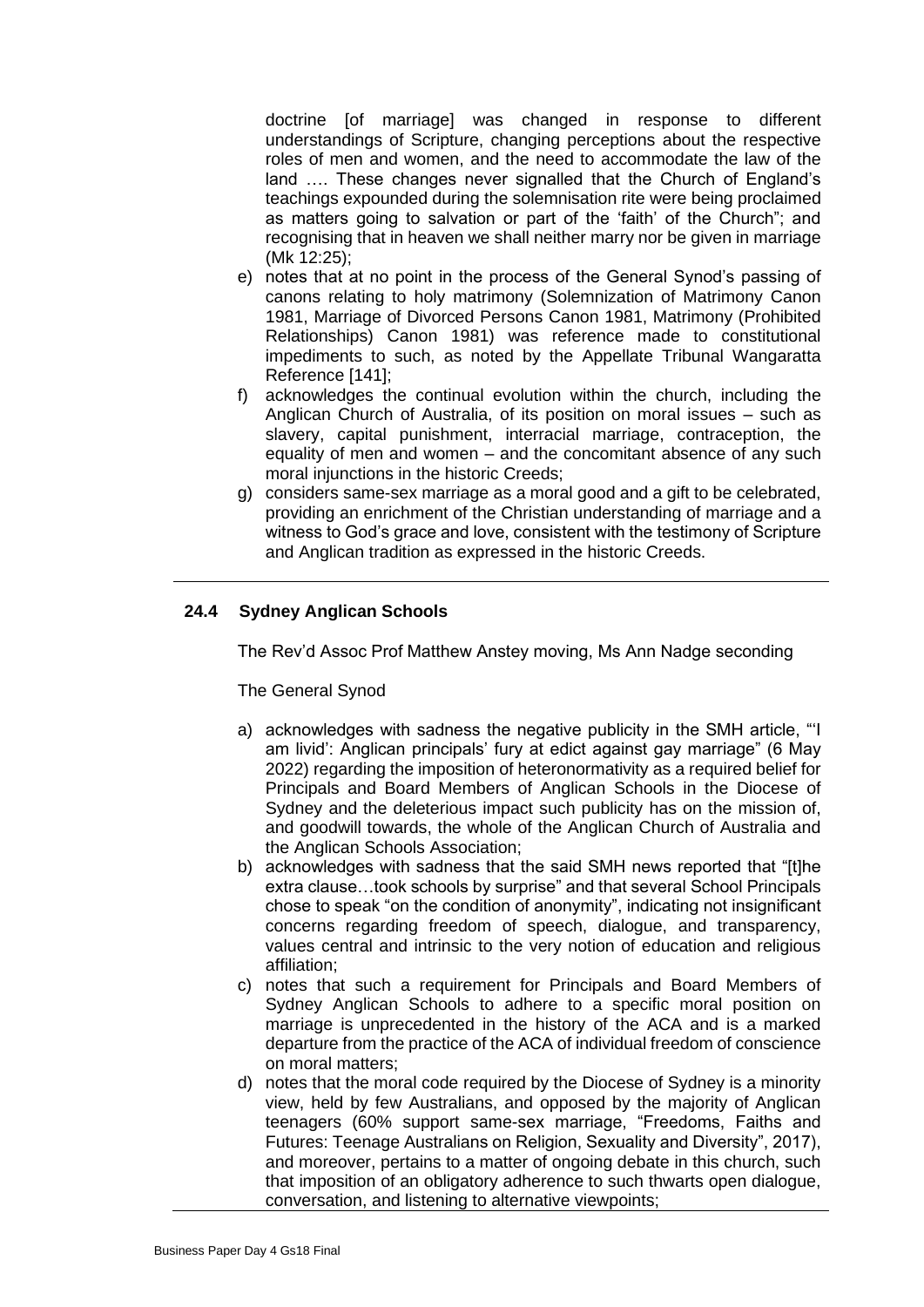doctrine [of marriage] was changed in response to different understandings of Scripture, changing perceptions about the respective roles of men and women, and the need to accommodate the law of the land …. These changes never signalled that the Church of England's teachings expounded during the solemnisation rite were being proclaimed as matters going to salvation or part of the 'faith' of the Church"; and recognising that in heaven we shall neither marry nor be given in marriage (Mk 12:25);

e) notes that at no point in the process of the General Synod's passing of canons relating to holy matrimony (Solemnization of Matrimony Canon 1981, Marriage of Divorced Persons Canon 1981, Matrimony (Prohibited Relationships) Canon 1981) was reference made to constitutional impediments to such, as noted by the Appellate Tribunal Wangaratta Reference [141];
f) acknowledges the continual evolution within the church, including the Anglican Church of Australia, of its position on moral issues – such as slavery, capital punishment, interracial marriage, contraception, the equality of men and women – and the concomitant absence of any such moral injunctions in the historic Creeds;
g) considers same-sex marriage as a moral good and a gift to be celebrated, providing an enrichment of the Christian understanding of marriage and a witness to God's grace and love, consistent with the testimony of Scripture and Anglican tradition as expressed in the historic Creeds.

---

### 24.4 Sydney Anglican Schools

The Rev'd Assoc Prof Matthew Anstey moving, Ms Ann Nadge seconding

The General Synod

a) acknowledges with sadness the negative publicity in the SMH article, "'I am livid': Anglican principals' fury at edict against gay marriage" (6 May 2022) regarding the imposition of heteronormativity as a required belief for Principals and Board Members of Anglican Schools in the Diocese of Sydney and the deleterious impact such publicity has on the mission of, and goodwill towards, the whole of the Anglican Church of Australia and the Anglican Schools Association;
b) acknowledges with sadness that the said SMH news reported that "[t]he extra clause…took schools by surprise" and that several School Principals chose to speak "on the condition of anonymity", indicating not insignificant concerns regarding freedom of speech, dialogue, and transparency, values central and intrinsic to the very notion of education and religious affiliation;
c) notes that such a requirement for Principals and Board Members of Sydney Anglican Schools to adhere to a specific moral position on marriage is unprecedented in the history of the ACA and is a marked departure from the practice of the ACA of individual freedom of conscience on moral matters;
d) notes that the moral code required by the Diocese of Sydney is a minority view, held by few Australians, and opposed by the majority of Anglican teenagers (60% support same-sex marriage, "Freedoms, Faiths and Futures: Teenage Australians on Religion, Sexuality and Diversity", 2017), and moreover, pertains to a matter of ongoing debate in this church, such that imposition of an obligatory adherence to such thwarts open dialogue, conversation, and listening to alternative viewpoints;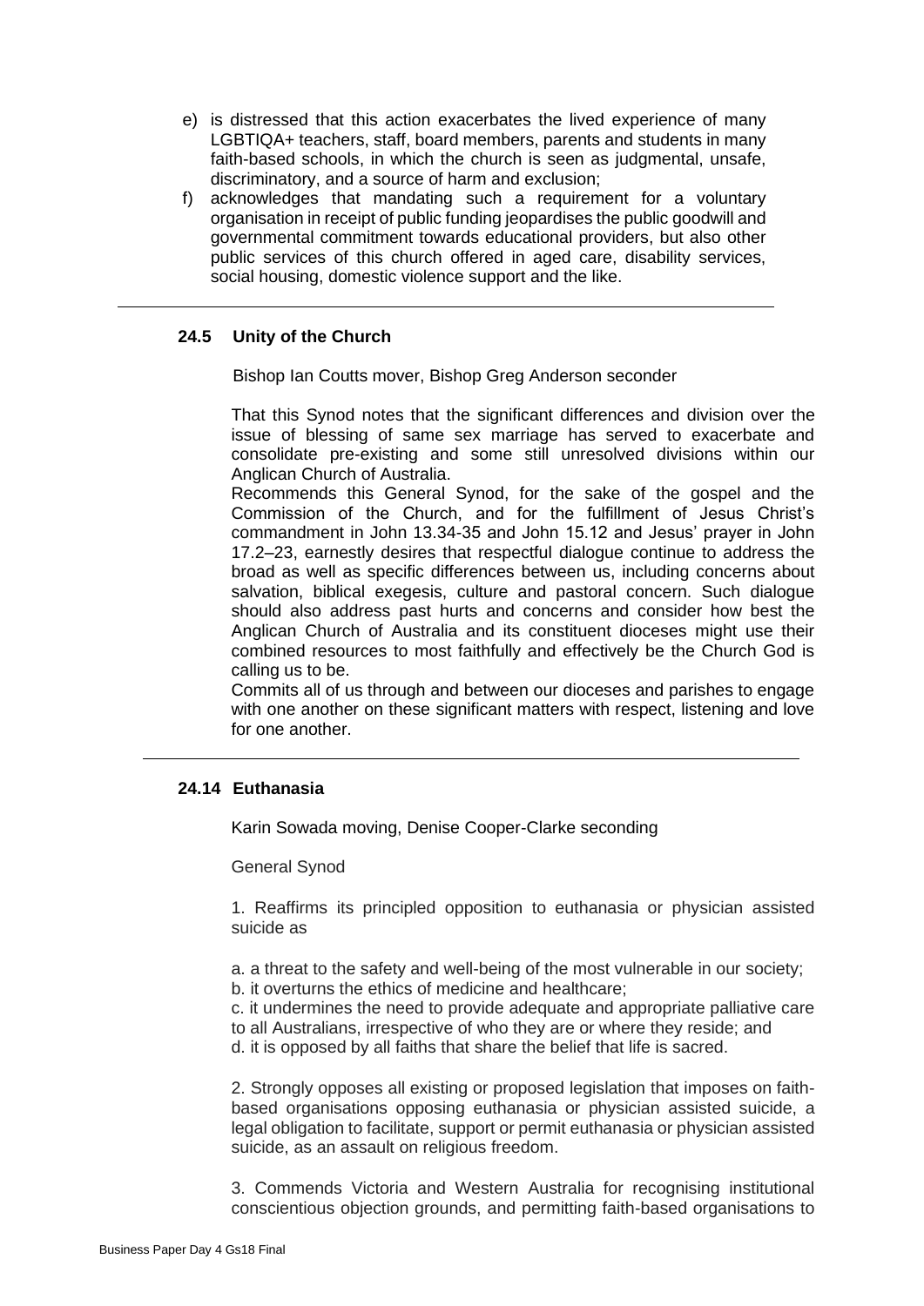e) is distressed that this action exacerbates the lived experience of many LGBTIQA+ teachers, staff, board members, parents and students in many faith-based schools, in which the church is seen as judgmental, unsafe, discriminatory, and a source of harm and exclusion;

f) acknowledges that mandating such a requirement for a voluntary organisation in receipt of public funding jeopardises the public goodwill and governmental commitment towards educational providers, but also other public services of this church offered in aged care, disability services, social housing, domestic violence support and the like.

---

### 24.5 Unity of the Church

Bishop Ian Coutts mover, Bishop Greg Anderson seconder

That this Synod notes that the significant differences and division over the issue of blessing of same sex marriage has served to exacerbate and consolidate pre-existing and some still unresolved divisions within our Anglican Church of Australia.

Recommends this General Synod, for the sake of the gospel and the Commission of the Church, and for the fulfillment of Jesus Christ's commandment in John 13.34-35 and John 15.12 and Jesus' prayer in John 17.2–23, earnestly desires that respectful dialogue continue to address the broad as well as specific differences between us, including concerns about salvation, biblical exegesis, culture and pastoral concern. Such dialogue should also address past hurts and concerns and consider how best the Anglican Church of Australia and its constituent dioceses might use their combined resources to most faithfully and effectively be the Church God is calling us to be.

Commits all of us through and between our dioceses and parishes to engage with one another on these significant matters with respect, listening and love for one another.

---

### 24.14 Euthanasia

Karin Sowada moving, Denise Cooper-Clarke seconding

General Synod

1. Reaffirms its principled opposition to euthanasia or physician assisted suicide as

a. a threat to the safety and well-being of the most vulnerable in our society;
b. it overturns the ethics of medicine and healthcare;
c. it undermines the need to provide adequate and appropriate palliative care to all Australians, irrespective of who they are or where they reside; and
d. it is opposed by all faiths that share the belief that life is sacred.

2. Strongly opposes all existing or proposed legislation that imposes on faith-based organisations opposing euthanasia or physician assisted suicide, a legal obligation to facilitate, support or permit euthanasia or physician assisted suicide, as an assault on religious freedom.

3. Commends Victoria and Western Australia for recognising institutional conscientious objection grounds, and permitting faith-based organisations to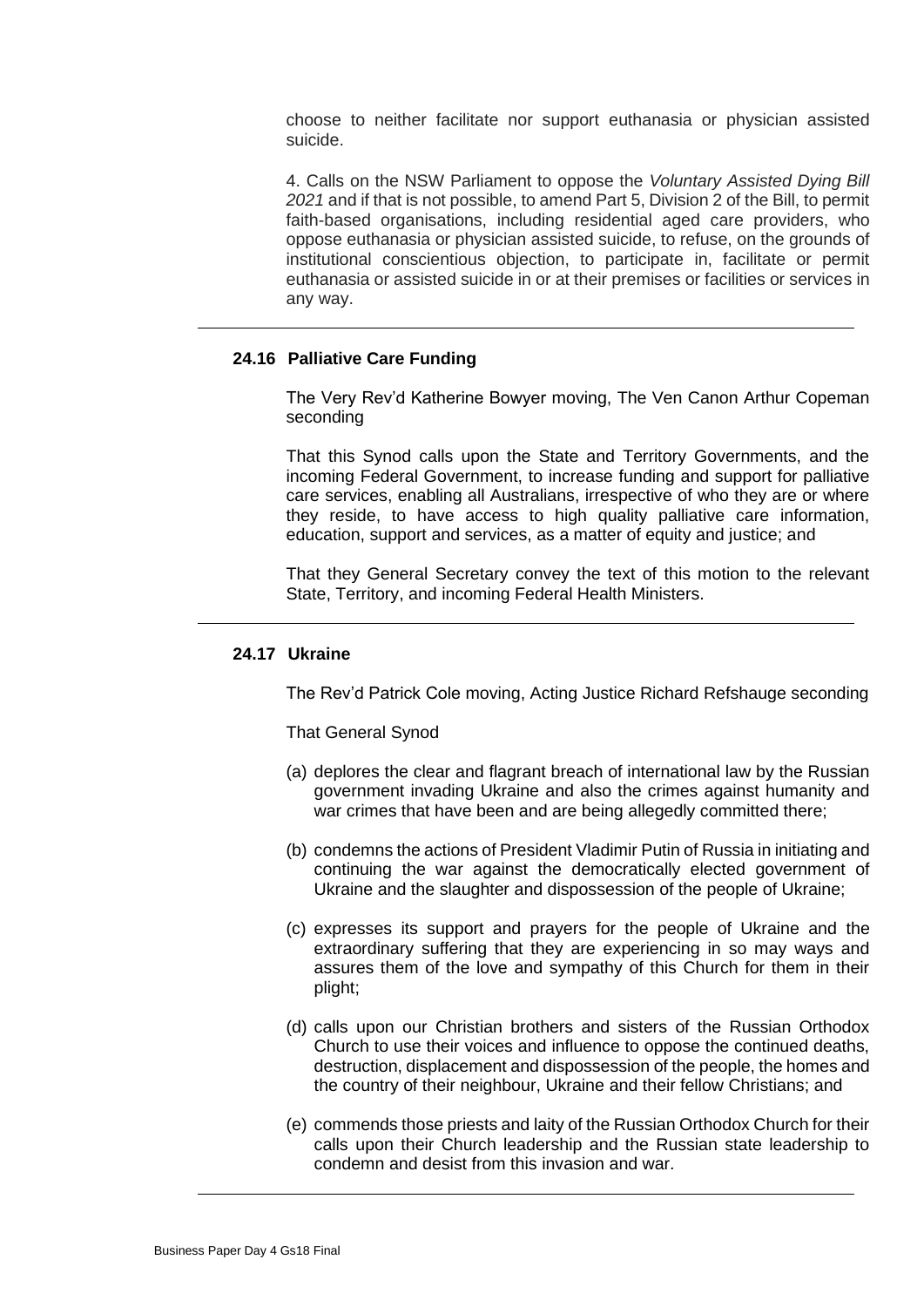choose to neither facilitate nor support euthanasia or physician assisted suicide.

4. Calls on the NSW Parliament to oppose the *Voluntary Assisted Dying Bill 2021* and if that is not possible, to amend Part 5, Division 2 of the Bill, to permit faith-based organisations, including residential aged care providers, who oppose euthanasia or physician assisted suicide, to refuse, on the grounds of institutional conscientious objection, to participate in, facilitate or permit euthanasia or assisted suicide in or at their premises or facilities or services in any way.

---

### 24.16 Palliative Care Funding

The Very Rev'd Katherine Bowyer moving, The Ven Canon Arthur Copeman seconding

That this Synod calls upon the State and Territory Governments, and the incoming Federal Government, to increase funding and support for palliative care services, enabling all Australians, irrespective of who they are or where they reside, to have access to high quality palliative care information, education, support and services, as a matter of equity and justice; and

That they General Secretary convey the text of this motion to the relevant State, Territory, and incoming Federal Health Ministers.

---

### 24.17 Ukraine

The Rev'd Patrick Cole moving, Acting Justice Richard Refshauge seconding

That General Synod

(a) deplores the clear and flagrant breach of international law by the Russian government invading Ukraine and also the crimes against humanity and war crimes that have been and are being allegedly committed there;

(b) condemns the actions of President Vladimir Putin of Russia in initiating and continuing the war against the democratically elected government of Ukraine and the slaughter and dispossession of the people of Ukraine;

(c) expresses its support and prayers for the people of Ukraine and the extraordinary suffering that they are experiencing in so may ways and assures them of the love and sympathy of this Church for them in their plight;

(d) calls upon our Christian brothers and sisters of the Russian Orthodox Church to use their voices and influence to oppose the continued deaths, destruction, displacement and dispossession of the people, the homes and the country of their neighbour, Ukraine and their fellow Christians; and

(e) commends those priests and laity of the Russian Orthodox Church for their calls upon their Church leadership and the Russian state leadership to condemn and desist from this invasion and war.

---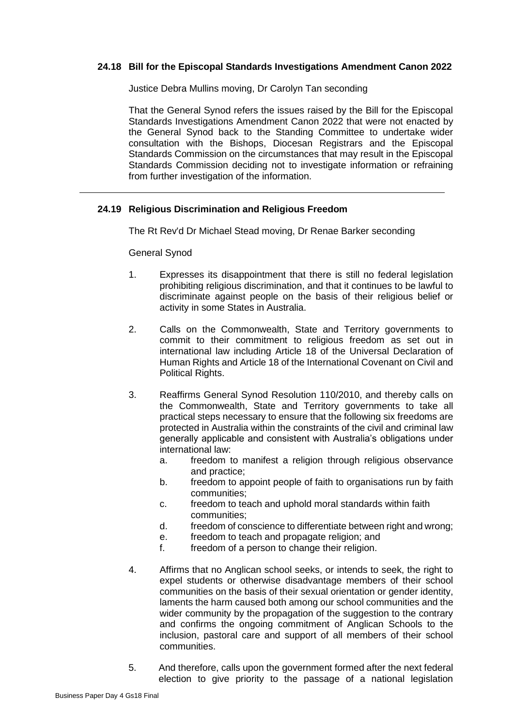### 24.18 Bill for the Episcopal Standards Investigations Amendment Canon 2022

Justice Debra Mullins moving, Dr Carolyn Tan seconding

That the General Synod refers the issues raised by the Bill for the Episcopal Standards Investigations Amendment Canon 2022 that were not enacted by the General Synod back to the Standing Committee to undertake wider consultation with the Bishops, Diocesan Registrars and the Episcopal Standards Commission on the circumstances that may result in the Episcopal Standards Commission deciding not to investigate information or refraining from further investigation of the information.

---

### 24.19 Religious Discrimination and Religious Freedom

The Rt Rev'd Dr Michael Stead moving, Dr Renae Barker seconding

General Synod

1. Expresses its disappointment that there is still no federal legislation prohibiting religious discrimination, and that it continues to be lawful to discriminate against people on the basis of their religious belief or activity in some States in Australia.

2. Calls on the Commonwealth, State and Territory governments to commit to their commitment to religious freedom as set out in international law including Article 18 of the Universal Declaration of Human Rights and Article 18 of the International Covenant on Civil and Political Rights.

3. Reaffirms General Synod Resolution 110/2010, and thereby calls on the Commonwealth, State and Territory governments to take all practical steps necessary to ensure that the following six freedoms are protected in Australia within the constraints of the civil and criminal law generally applicable and consistent with Australia's obligations under international law:
   a. freedom to manifest a religion through religious observance and practice;
   b. freedom to appoint people of faith to organisations run by faith communities;
   c. freedom to teach and uphold moral standards within faith communities;
   d. freedom of conscience to differentiate between right and wrong;
   e. freedom to teach and propagate religion; and
   f. freedom of a person to change their religion.

4. Affirms that no Anglican school seeks, or intends to seek, the right to expel students or otherwise disadvantage members of their school communities on the basis of their sexual orientation or gender identity, laments the harm caused both among our school communities and the wider community by the propagation of the suggestion to the contrary and confirms the ongoing commitment of Anglican Schools to the inclusion, pastoral care and support of all members of their school communities.

5. And therefore, calls upon the government formed after the next federal election to give priority to the passage of a national legislation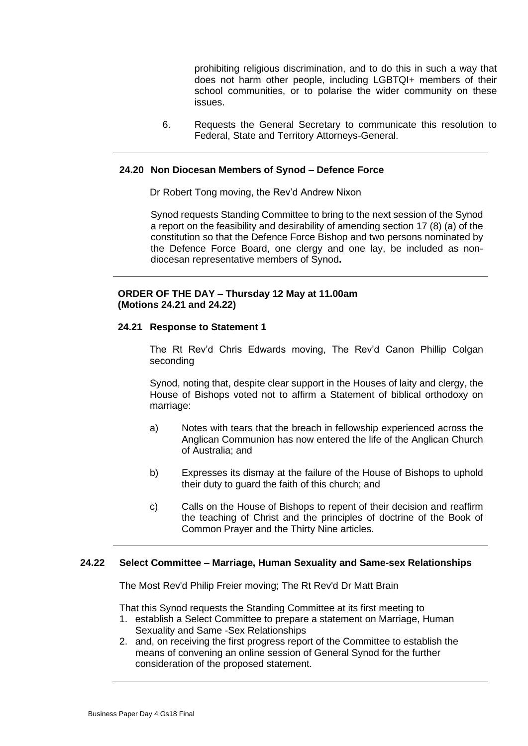prohibiting religious discrimination, and to do this in such a way that does not harm other people, including LGBTQI+ members of their school communities, or to polarise the wider community on these issues.

6. Requests the General Secretary to communicate this resolution to Federal, State and Territory Attorneys-General.

---

### 24.20 Non Diocesan Members of Synod – Defence Force

Dr Robert Tong moving, the Rev'd Andrew Nixon

Synod requests Standing Committee to bring to the next session of the Synod a report on the feasibility and desirability of amending section 17 (8) (a) of the constitution so that the Defence Force Bishop and two persons nominated by the Defence Force Board, one clergy and one lay, be included as non-diocesan representative members of Synod**.**

---

**ORDER OF THE DAY – Thursday 12 May at 11.00am (Motions 24.21 and 24.22)**

### 24.21 Response to Statement 1

The Rt Rev'd Chris Edwards moving, The Rev'd Canon Phillip Colgan seconding

Synod, noting that, despite clear support in the Houses of laity and clergy, the House of Bishops voted not to affirm a Statement of biblical orthodoxy on marriage:

a) Notes with tears that the breach in fellowship experienced across the Anglican Communion has now entered the life of the Anglican Church of Australia; and

b) Expresses its dismay at the failure of the House of Bishops to uphold their duty to guard the faith of this church; and

c) Calls on the House of Bishops to repent of their decision and reaffirm the teaching of Christ and the principles of doctrine of the Book of Common Prayer and the Thirty Nine articles.

---

### 24.22 Select Committee – Marriage, Human Sexuality and Same-sex Relationships

The Most Rev'd Philip Freier moving; The Rt Rev'd Dr Matt Brain

That this Synod requests the Standing Committee at its first meeting to

1. establish a Select Committee to prepare a statement on Marriage, Human Sexuality and Same -Sex Relationships
2. and, on receiving the first progress report of the Committee to establish the means of convening an online session of General Synod for the further consideration of the proposed statement.

---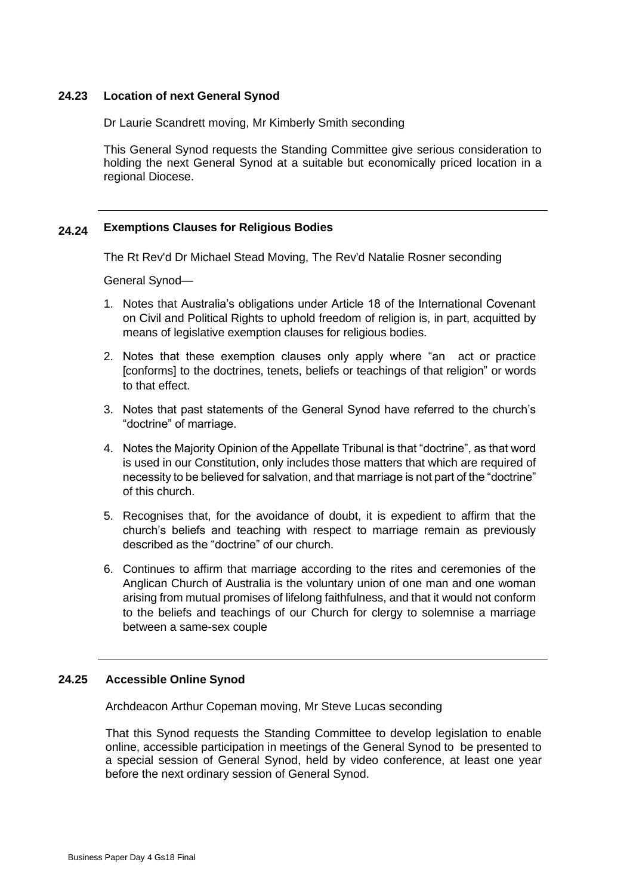### 24.23 Location of next General Synod

Dr Laurie Scandrett moving, Mr Kimberly Smith seconding

This General Synod requests the Standing Committee give serious consideration to holding the next General Synod at a suitable but economically priced location in a regional Diocese.

---

### 24.24 Exemptions Clauses for Religious Bodies

The Rt Rev'd Dr Michael Stead Moving, The Rev'd Natalie Rosner seconding

General Synod—

1. Notes that Australia's obligations under Article 18 of the International Covenant on Civil and Political Rights to uphold freedom of religion is, in part, acquitted by means of legislative exemption clauses for religious bodies.
2. Notes that these exemption clauses only apply where "an act or practice [conforms] to the doctrines, tenets, beliefs or teachings of that religion" or words to that effect.
3. Notes that past statements of the General Synod have referred to the church's "doctrine" of marriage.
4. Notes the Majority Opinion of the Appellate Tribunal is that "doctrine", as that word is used in our Constitution, only includes those matters that which are required of necessity to be believed for salvation, and that marriage is not part of the "doctrine" of this church.
5. Recognises that, for the avoidance of doubt, it is expedient to affirm that the church's beliefs and teaching with respect to marriage remain as previously described as the "doctrine" of our church.
6. Continues to affirm that marriage according to the rites and ceremonies of the Anglican Church of Australia is the voluntary union of one man and one woman arising from mutual promises of lifelong faithfulness, and that it would not conform to the beliefs and teachings of our Church for clergy to solemnise a marriage between a same-sex couple

---

### 24.25 Accessible Online Synod

Archdeacon Arthur Copeman moving, Mr Steve Lucas seconding

That this Synod requests the Standing Committee to develop legislation to enable online, accessible participation in meetings of the General Synod to be presented to a special session of General Synod, held by video conference, at least one year before the next ordinary session of General Synod.